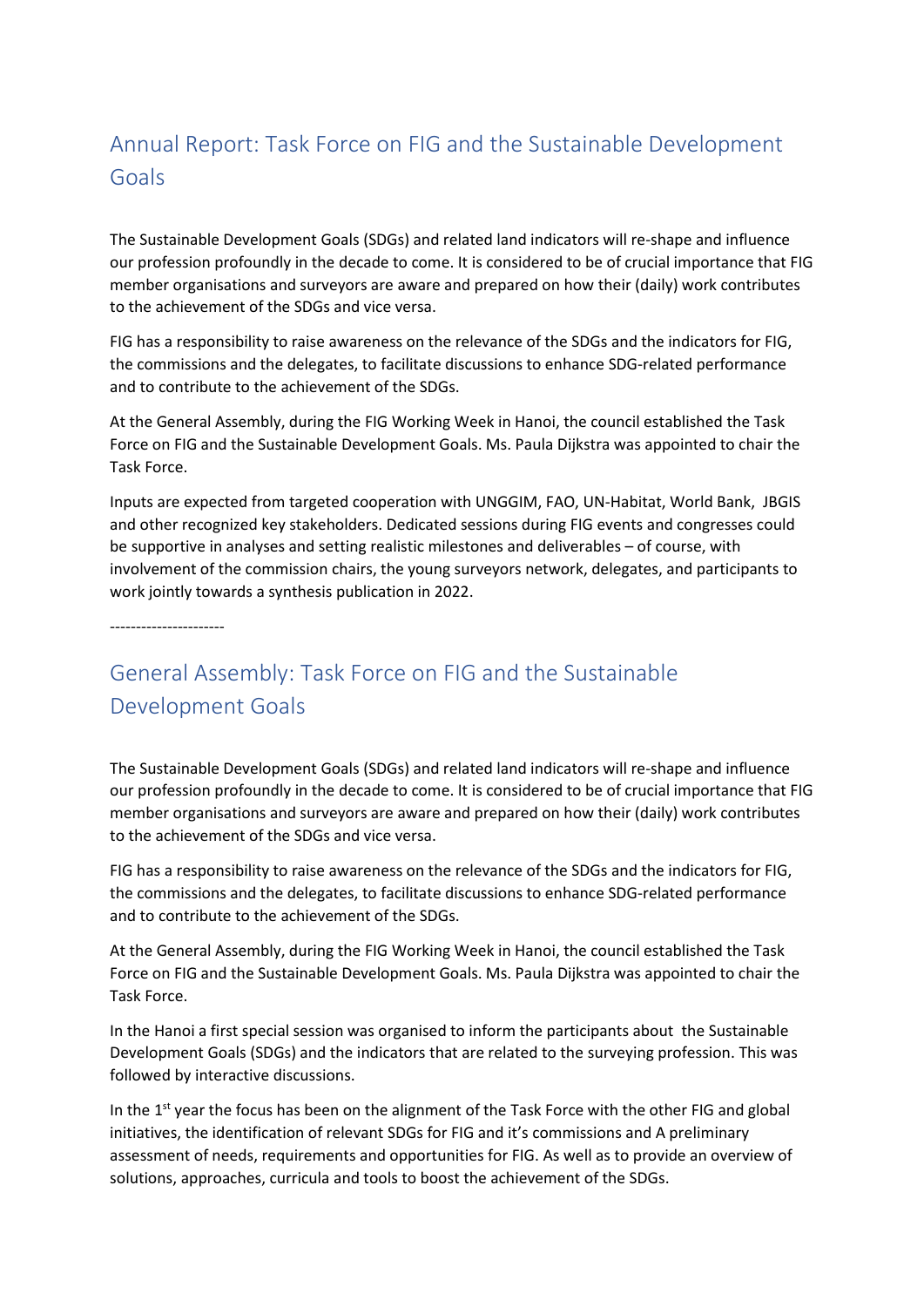# Annual Report: Task Force on FIG and the Sustainable Development Goals

The Sustainable Development Goals (SDGs) and related land indicators will re-shape and influence our profession profoundly in the decade to come. It is considered to be of crucial importance that FIG member organisations and surveyors are aware and prepared on how their (daily) work contributes to the achievement of the SDGs and vice versa.

FIG has a responsibility to raise awareness on the relevance of the SDGs and the indicators for FIG, the commissions and the delegates, to facilitate discussions to enhance SDG-related performance and to contribute to the achievement of the SDGs.

At the General Assembly, during the FIG Working Week in Hanoi, the council established the Task Force on FIG and the Sustainable Development Goals. Ms. Paula Dijkstra was appointed to chair the Task Force.

Inputs are expected from targeted cooperation with UNGGIM, FAO, UN-Habitat, World Bank, JBGIS and other recognized key stakeholders. Dedicated sessions during FIG events and congresses could be supportive in analyses and setting realistic milestones and deliverables – of course, with involvement of the commission chairs, the young surveyors network, delegates, and participants to work jointly towards a synthesis publication in 2022.

----------------------

# General Assembly: Task Force on FIG and the Sustainable Development Goals

The Sustainable Development Goals (SDGs) and related land indicators will re-shape and influence our profession profoundly in the decade to come. It is considered to be of crucial importance that FIG member organisations and surveyors are aware and prepared on how their (daily) work contributes to the achievement of the SDGs and vice versa.

FIG has a responsibility to raise awareness on the relevance of the SDGs and the indicators for FIG, the commissions and the delegates, to facilitate discussions to enhance SDG-related performance and to contribute to the achievement of the SDGs.

At the General Assembly, during the FIG Working Week in Hanoi, the council established the Task Force on FIG and the Sustainable Development Goals. Ms. Paula Dijkstra was appointed to chair the Task Force.

In the Hanoi a first special session was organised to inform the participants about the Sustainable Development Goals (SDGs) and the indicators that are related to the surveying profession. This was followed by interactive discussions.

In the 1st year the focus has been on the alignment of the Task Force with the other FIG and global initiatives, the identification of relevant SDGs for FIG and it's commissions and A preliminary assessment of needs, requirements and opportunities for FIG. As well as to provide an overview of solutions, approaches, curricula and tools to boost the achievement of the SDGs.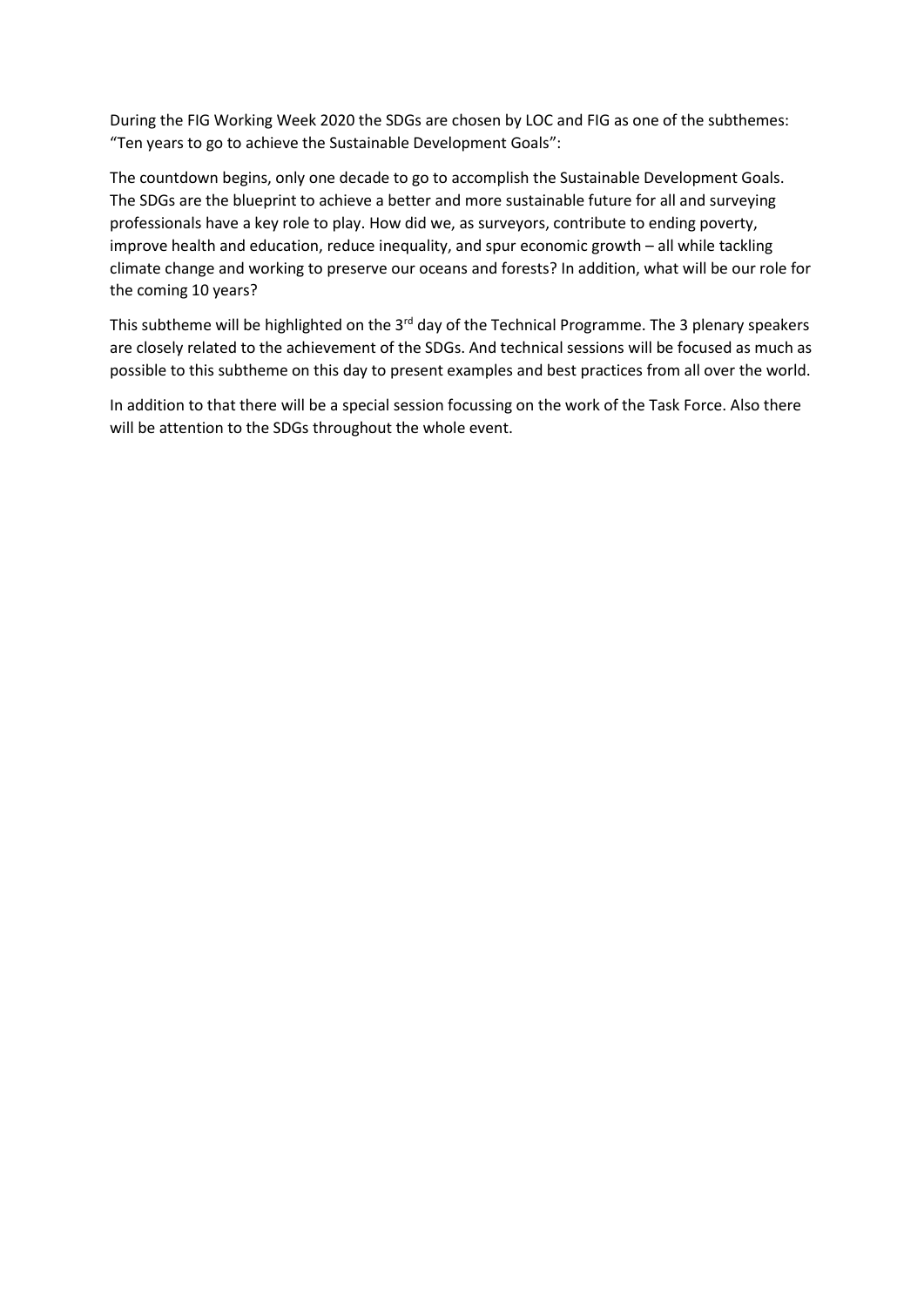During the FIG Working Week 2020 the SDGs are chosen by LOC and FIG as one of the subthemes: "Ten years to go to achieve the Sustainable Development Goals":

The countdown begins, only one decade to go to accomplish the Sustainable Development Goals. The SDGs are the blueprint to achieve a better and more sustainable future for all and surveying professionals have a key role to play. How did we, as surveyors, contribute to ending poverty, improve health and education, reduce inequality, and spur economic growth – all while tackling climate change and working to preserve our oceans and forests? In addition, what will be our role for the coming 10 years?

This subtheme will be highlighted on the 3rd day of the Technical Programme. The 3 plenary speakers are closely related to the achievement of the SDGs. And technical sessions will be focused as much as possible to this subtheme on this day to present examples and best practices from all over the world.

In addition to that there will be a special session focussing on the work of the Task Force. Also there will be attention to the SDGs throughout the whole event.